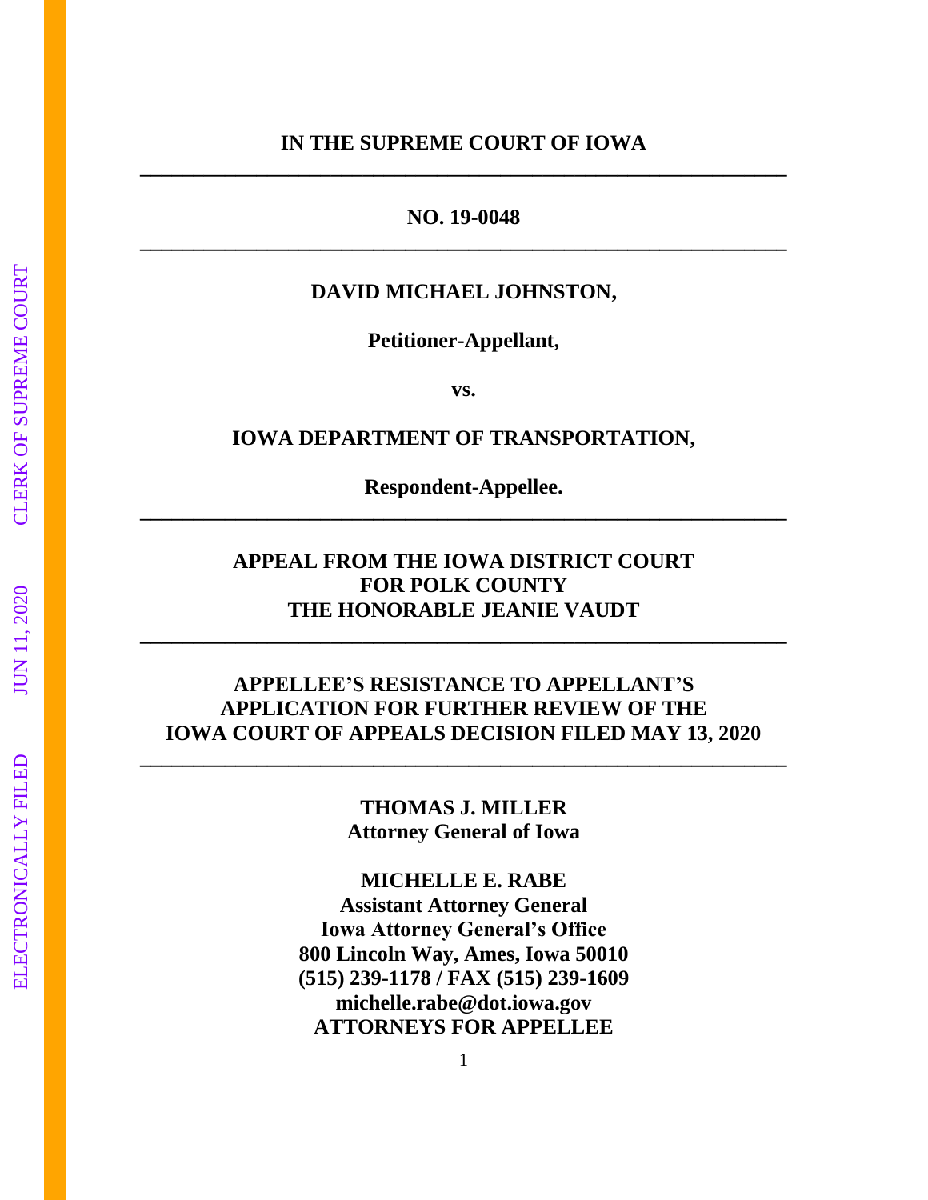**IN THE SUPREME COURT OF IOWA**

---

**NO. 19-0048**

---

**DAVID MICHAEL JOHNSTON,**

**Petitioner-Appellant,**

**vs.**

**IOWA DEPARTMENT OF TRANSPORTATION,**

**Respondent-Appellee.**

---

**APPEAL FROM THE IOWA DISTRICT COURT FOR POLK COUNTY THE HONORABLE JEANIE VAUDT**

---

**APPELLEE'S RESISTANCE TO APPELLANT'S APPLICATION FOR FURTHER REVIEW OF THE IOWA COURT OF APPEALS DECISION FILED MAY 13, 2020**

---

**THOMAS J. MILLER**
**Attorney General of Iowa**

**MICHELLE E. RABE**
**Assistant Attorney General**
**Iowa Attorney General's Office**
**800 Lincoln Way, Ames, Iowa 50010**
**(515) 239-1178 / FAX (515) 239-1609**
**michelle.rabe@dot.iowa.gov**
**ATTORNEYS FOR APPELLEE**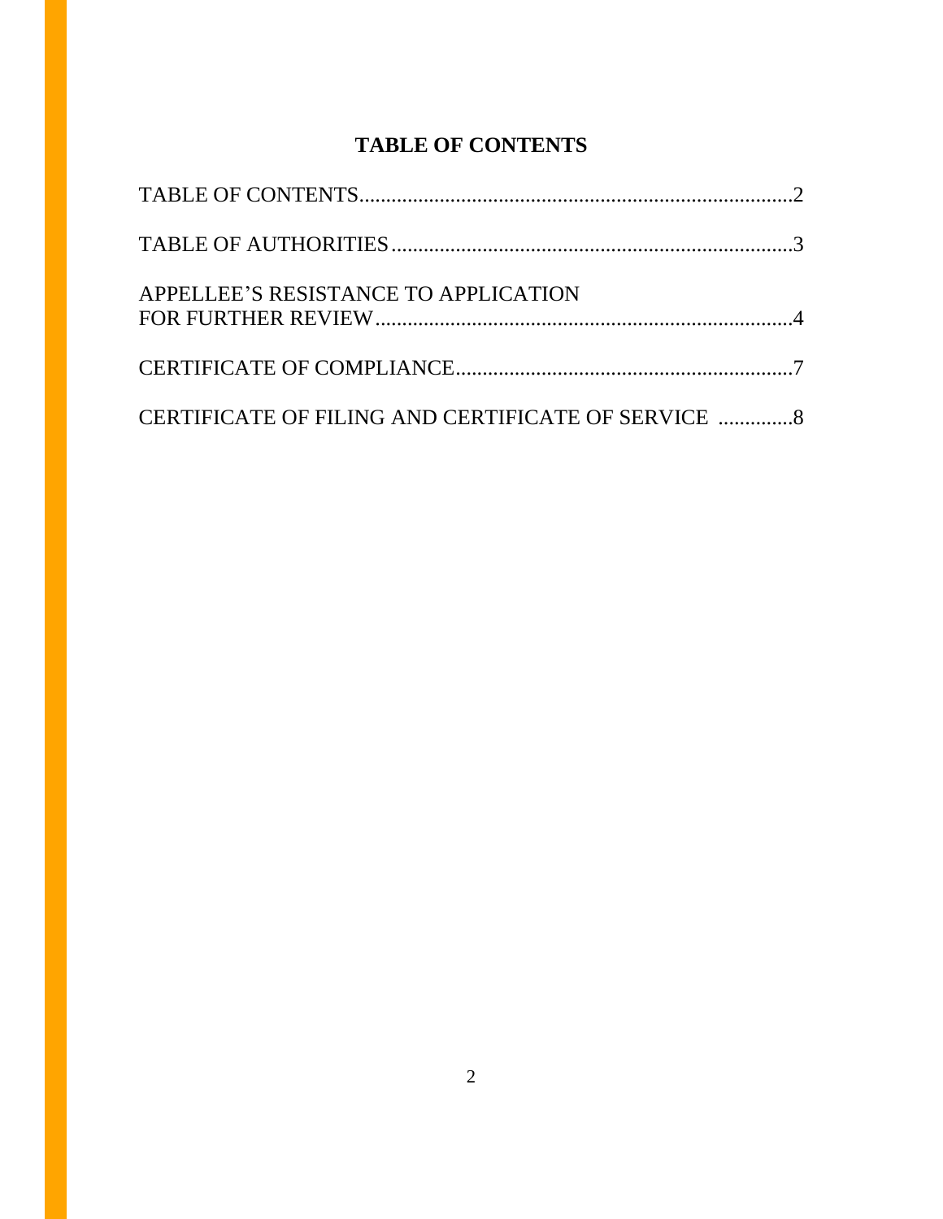## TABLE OF CONTENTS

TABLE OF CONTENTS.................................................................................2

TABLE OF AUTHORITIES..........................................................................3

APPELLEE'S RESISTANCE TO APPLICATION
FOR FURTHER REVIEW.............................................................................4

CERTIFICATE OF COMPLIANCE...............................................................7

CERTIFICATE OF FILING AND CERTIFICATE OF SERVICE ..............8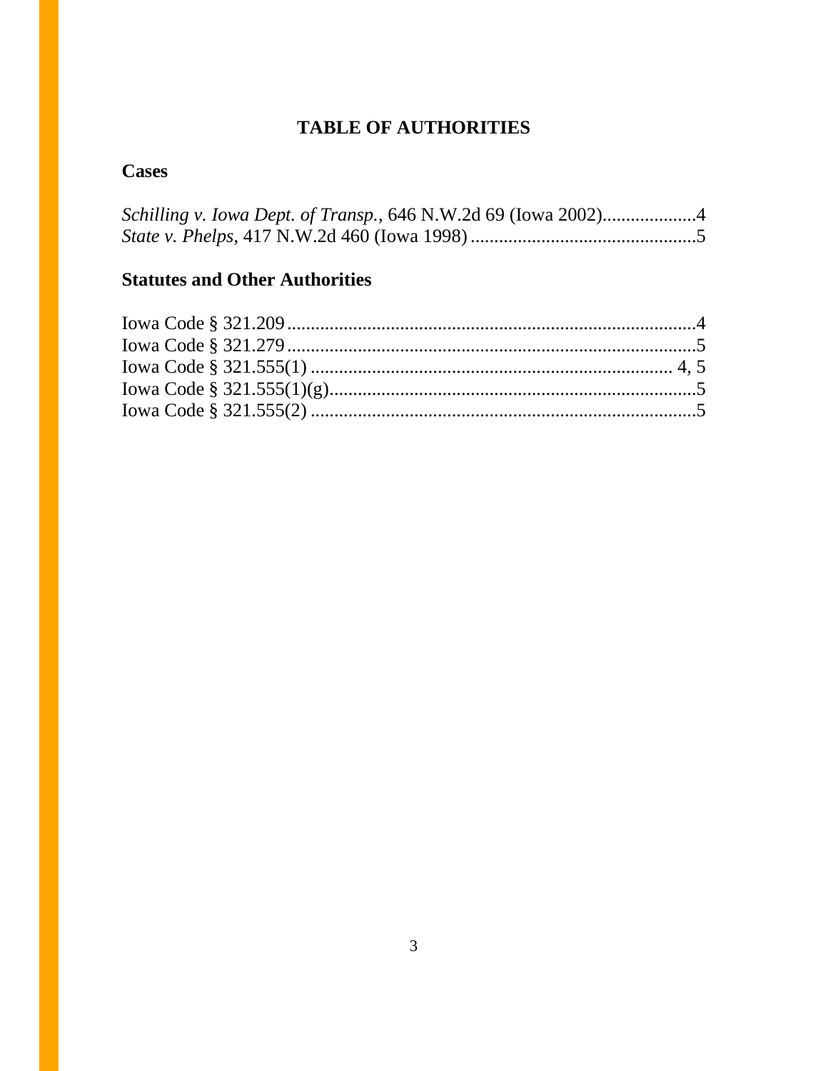# TABLE OF AUTHORITIES

## Cases

*Schilling v. Iowa Dept. of Transp.*, 646 N.W.2d 69 (Iowa 2002)....................4
*State v. Phelps*, 417 N.W.2d 460 (Iowa 1998)................................................5

## Statutes and Other Authorities

Iowa Code § 321.209........................................................................................4
Iowa Code § 321.279........................................................................................5
Iowa Code § 321.555(1)............................................................................ 4, 5
Iowa Code § 321.555(1)(g)...............................................................................5
Iowa Code § 321.555(2)...................................................................................5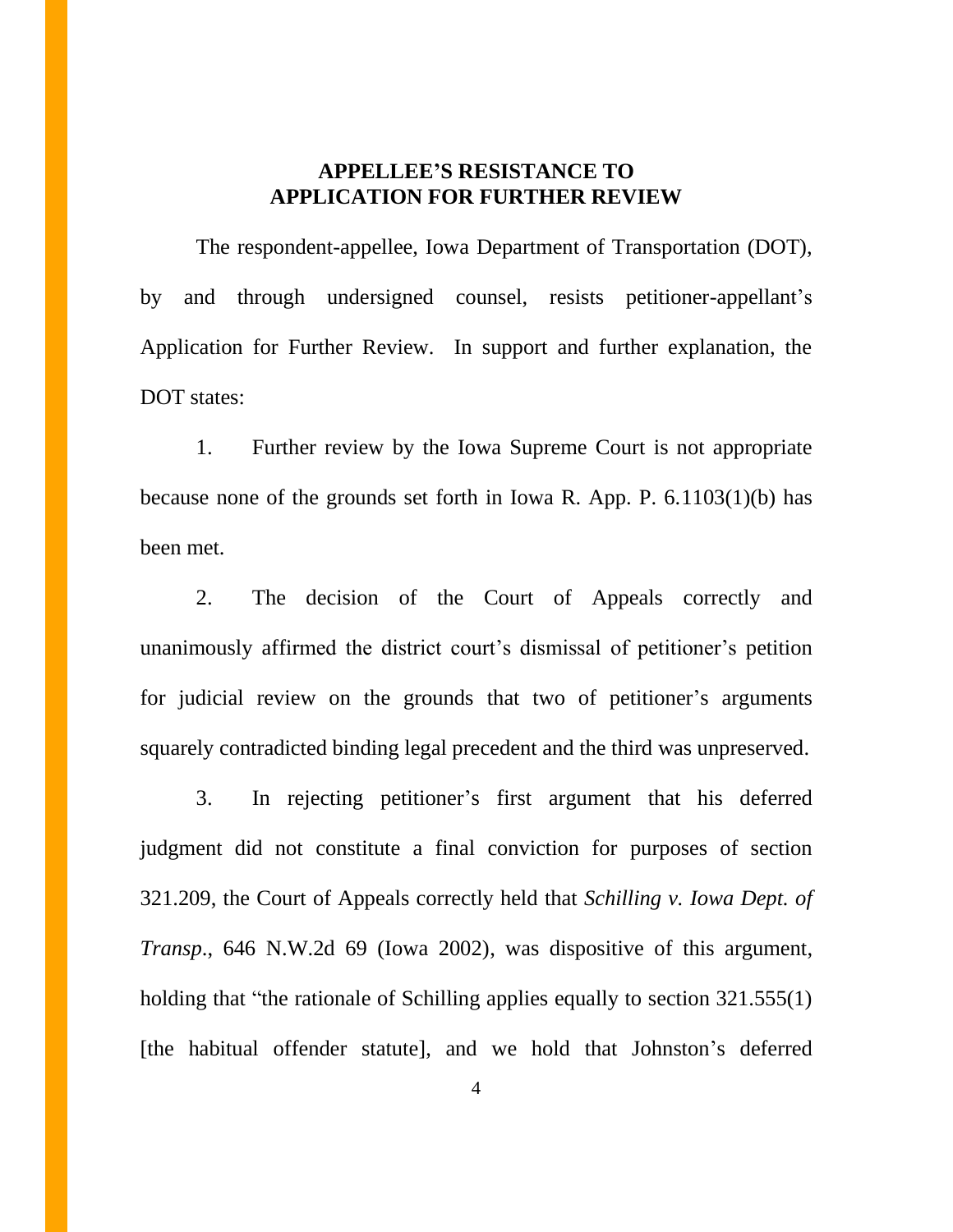## APPELLEE'S RESISTANCE TO APPLICATION FOR FURTHER REVIEW

The respondent-appellee, Iowa Department of Transportation (DOT), by and through undersigned counsel, resists petitioner-appellant's Application for Further Review. In support and further explanation, the DOT states:

1. Further review by the Iowa Supreme Court is not appropriate because none of the grounds set forth in Iowa R. App. P. 6.1103(1)(b) has been met.

2. The decision of the Court of Appeals correctly and unanimously affirmed the district court's dismissal of petitioner's petition for judicial review on the grounds that two of petitioner's arguments squarely contradicted binding legal precedent and the third was unpreserved.

3. In rejecting petitioner's first argument that his deferred judgment did not constitute a final conviction for purposes of section 321.209, the Court of Appeals correctly held that *Schilling v. Iowa Dept. of Transp*., 646 N.W.2d 69 (Iowa 2002), was dispositive of this argument, holding that "the rationale of Schilling applies equally to section 321.555(1) [the habitual offender statute], and we hold that Johnston's deferred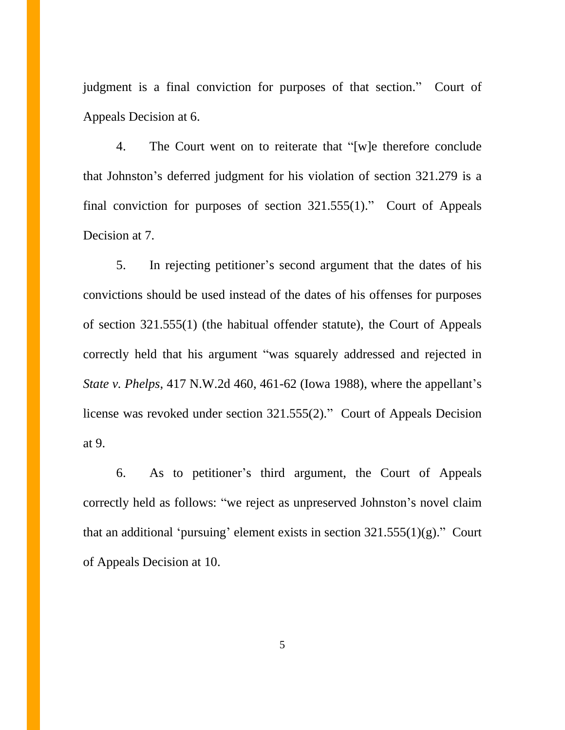judgment is a final conviction for purposes of that section." Court of Appeals Decision at 6.

4. The Court went on to reiterate that "[w]e therefore conclude that Johnston's deferred judgment for his violation of section 321.279 is a final conviction for purposes of section 321.555(1)." Court of Appeals Decision at 7.

5. In rejecting petitioner's second argument that the dates of his convictions should be used instead of the dates of his offenses for purposes of section 321.555(1) (the habitual offender statute), the Court of Appeals correctly held that his argument "was squarely addressed and rejected in *State v. Phelps*, 417 N.W.2d 460, 461-62 (Iowa 1988), where the appellant's license was revoked under section 321.555(2)." Court of Appeals Decision at 9.

6. As to petitioner's third argument, the Court of Appeals correctly held as follows: "we reject as unpreserved Johnston's novel claim that an additional 'pursuing' element exists in section 321.555(1)(g)." Court of Appeals Decision at 10.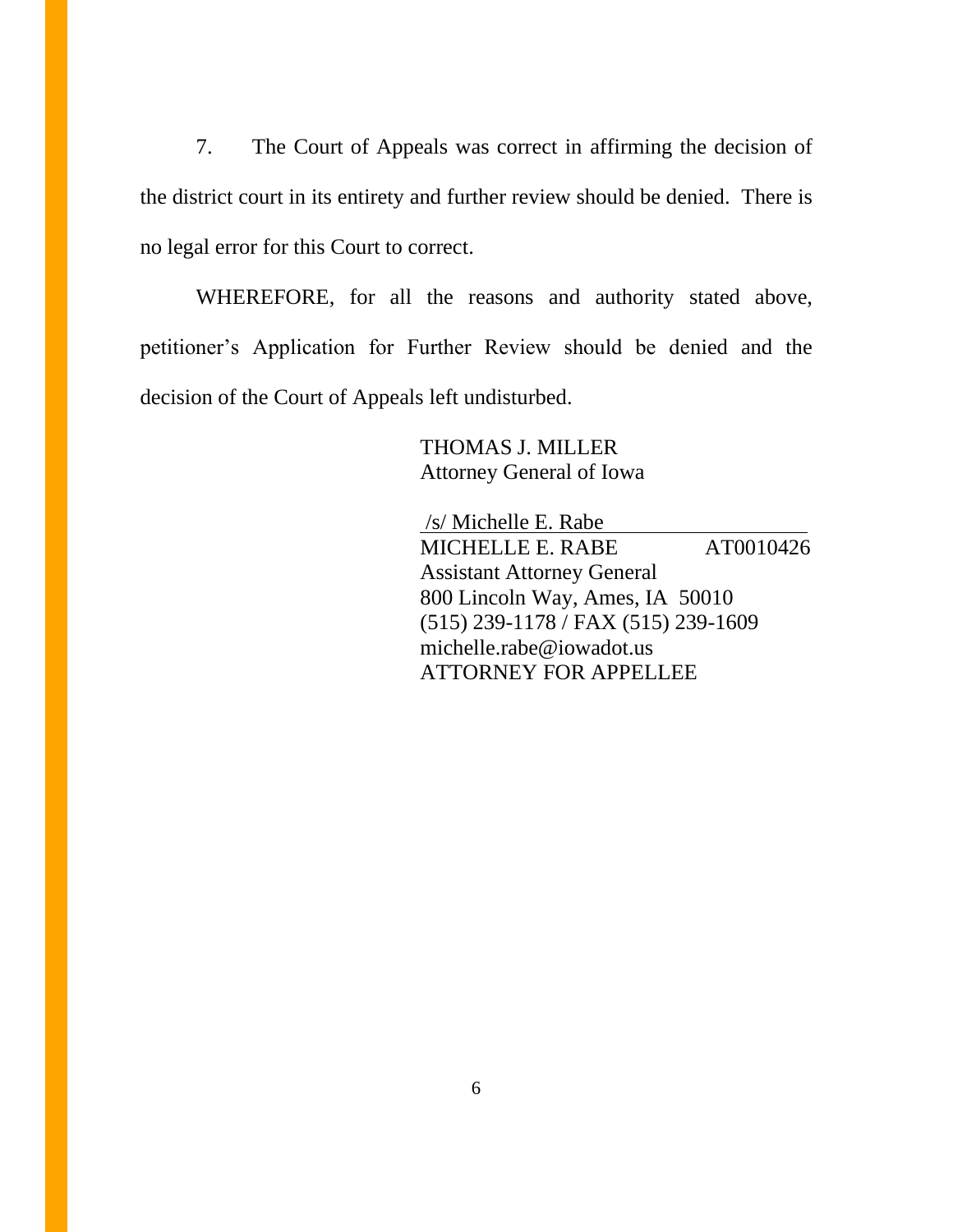7. The Court of Appeals was correct in affirming the decision of the district court in its entirety and further review should be denied. There is no legal error for this Court to correct.

WHEREFORE, for all the reasons and authority stated above, petitioner's Application for Further Review should be denied and the decision of the Court of Appeals left undisturbed.

THOMAS J. MILLER
Attorney General of Iowa

/s/ Michelle E. Rabe
MICHELLE E. RABE AT0010426
Assistant Attorney General
800 Lincoln Way, Ames, IA 50010
(515) 239-1178 / FAX (515) 239-1609
michelle.rabe@iowadot.us
ATTORNEY FOR APPELLEE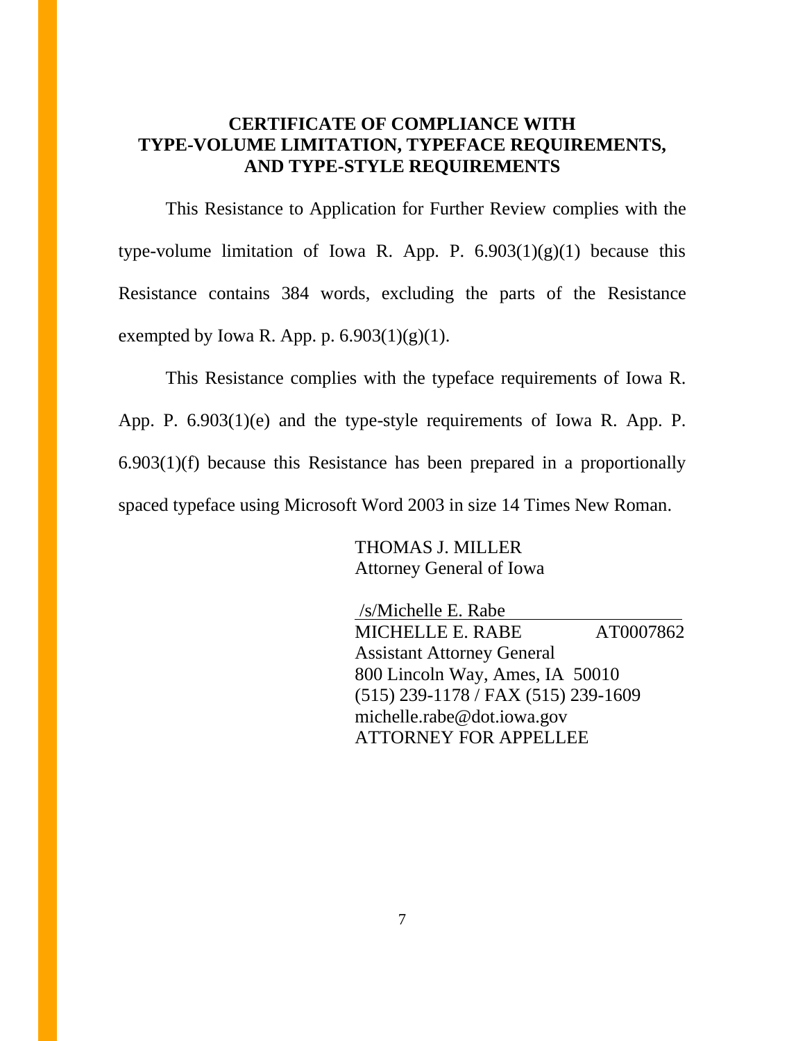**CERTIFICATE OF COMPLIANCE WITH TYPE-VOLUME LIMITATION, TYPEFACE REQUIREMENTS, AND TYPE-STYLE REQUIREMENTS**

This Resistance to Application for Further Review complies with the type-volume limitation of Iowa R. App. P. 6.903(1)(g)(1) because this Resistance contains 384 words, excluding the parts of the Resistance exempted by Iowa R. App. p. 6.903(1)(g)(1).

This Resistance complies with the typeface requirements of Iowa R. App. P. 6.903(1)(e) and the type-style requirements of Iowa R. App. P. 6.903(1)(f) because this Resistance has been prepared in a proportionally spaced typeface using Microsoft Word 2003 in size 14 Times New Roman.

THOMAS J. MILLER
Attorney General of Iowa

/s/Michelle E. Rabe
MICHELLE E. RABE AT0007862
Assistant Attorney General
800 Lincoln Way, Ames, IA 50010
(515) 239-1178 / FAX (515) 239-1609
michelle.rabe@dot.iowa.gov
ATTORNEY FOR APPELLEE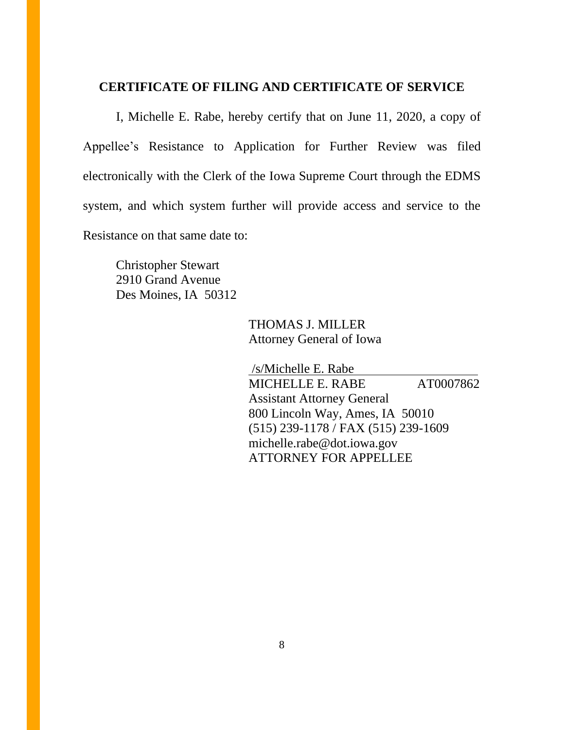**CERTIFICATE OF FILING AND CERTIFICATE OF SERVICE**

I, Michelle E. Rabe, hereby certify that on June 11, 2020, a copy of Appellee's Resistance to Application for Further Review was filed electronically with the Clerk of the Iowa Supreme Court through the EDMS system, and which system further will provide access and service to the Resistance on that same date to:

Christopher Stewart
2910 Grand Avenue
Des Moines, IA 50312

THOMAS J. MILLER
Attorney General of Iowa

/s/Michelle E. Rabe
MICHELLE E. RABE AT0007862
Assistant Attorney General
800 Lincoln Way, Ames, IA 50010
(515) 239-1178 / FAX (515) 239-1609
michelle.rabe@dot.iowa.gov
ATTORNEY FOR APPELLEE